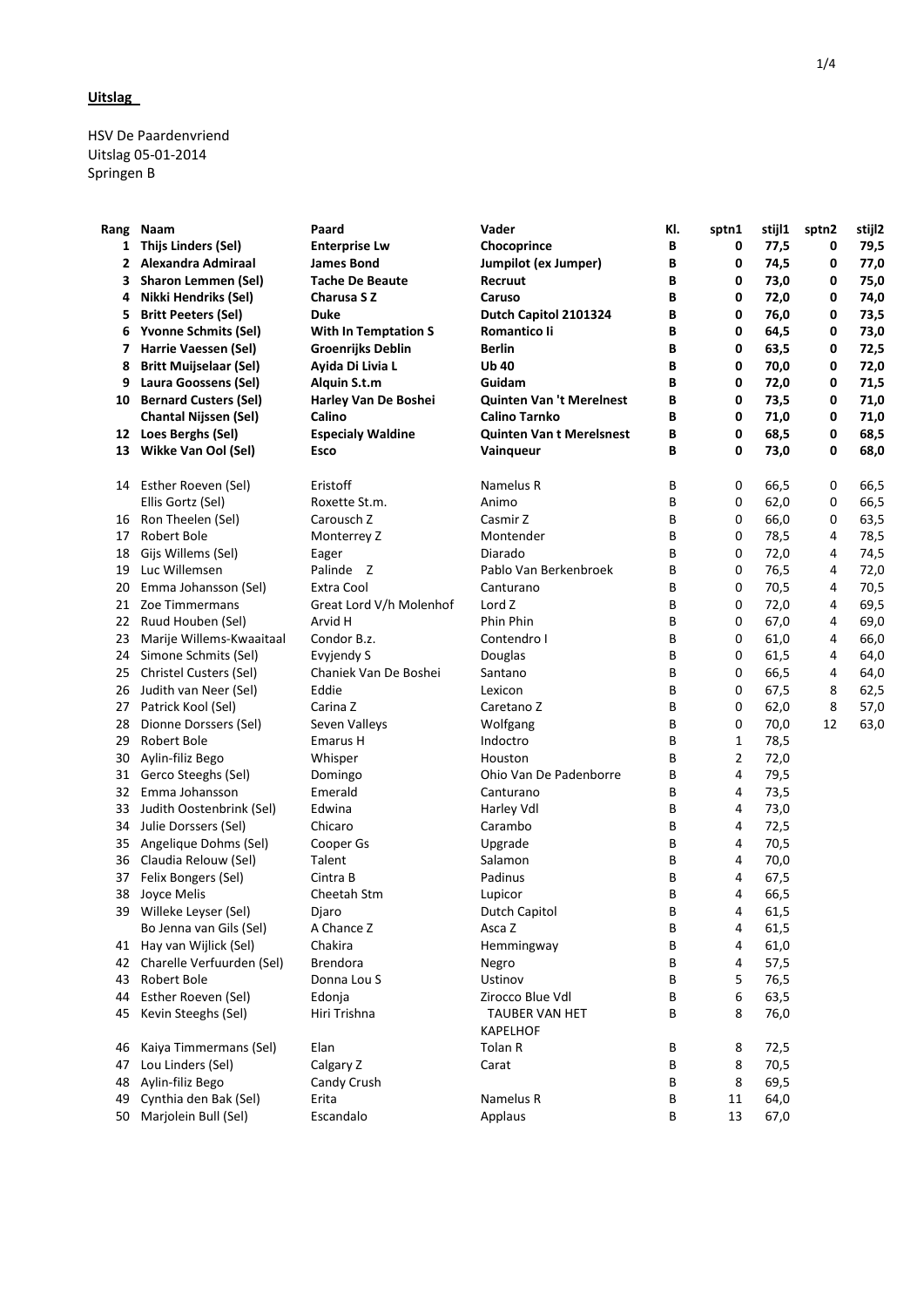**Uitslag**

HSV De Paardenvriend
Uitslag 05-01-2014
Springen B

| Rang | Naam | Paard | Vader | Kl. | sptn1 | stijl1 | sptn2 | stijl2 |
|---|---|---|---|---|---|---|---|---|
| **1** | **Thijs Linders (Sel)** | **Enterprise Lw** | **Chocoprince** | **B** | **0** | **77,5** | **0** | **79,5** |
| **2** | **Alexandra Admiraal** | **James Bond** | **Jumpilot (ex Jumper)** | **B** | **0** | **74,5** | **0** | **77,0** |
| **3** | **Sharon Lemmen (Sel)** | **Tache De Beaute** | **Recruut** | **B** | **0** | **73,0** | **0** | **75,0** |
| **4** | **Nikki Hendriks (Sel)** | **Charusa S Z** | **Caruso** | **B** | **0** | **72,0** | **0** | **74,0** |
| **5** | **Britt Peeters (Sel)** | **Duke** | **Dutch Capitol 2101324** | **B** | **0** | **76,0** | **0** | **73,5** |
| **6** | **Yvonne Schmits (Sel)** | **With In Temptation S** | **Romantico Ii** | **B** | **0** | **64,5** | **0** | **73,0** |
| **7** | **Harrie Vaessen (Sel)** | **Groenrijks Deblin** | **Berlin** | **B** | **0** | **63,5** | **0** | **72,5** |
| **8** | **Britt Muijselaar (Sel)** | **Ayida Di Livia L** | **Ub 40** | **B** | **0** | **70,0** | **0** | **72,0** |
| **9** | **Laura Goossens (Sel)** | **Alquin S.t.m** | **Guidam** | **B** | **0** | **72,0** | **0** | **71,5** |
| **10** | **Bernard Custers (Sel)** | **Harley Van De Boshei** | **Quinten Van 't Merelnest** | **B** | **0** | **73,5** | **0** | **71,0** |
| | **Chantal Nijssen (Sel)** | **Calino** | **Calino Tarnko** | **B** | **0** | **71,0** | **0** | **71,0** |
| **12** | **Loes Berghs (Sel)** | **Especialy Waldine** | **Quinten Van t Merelsnest** | **B** | **0** | **68,5** | **0** | **68,5** |
| **13** | **Wikke Van Ool (Sel)** | **Esco** | **Vainqueur** | **B** | **0** | **73,0** | **0** | **68,0** |
| 14 | Esther Roeven (Sel) | Eristoff | Namelus R | B | 0 | 66,5 | 0 | 66,5 |
| | Ellis Gortz (Sel) | Roxette St.m. | Animo | B | 0 | 62,0 | 0 | 66,5 |
| 16 | Ron Theelen (Sel) | Carousch Z | Casmir Z | B | 0 | 66,0 | 0 | 63,5 |
| 17 | Robert Bole | Monterrey Z | Montender | B | 0 | 78,5 | 4 | 78,5 |
| 18 | Gijs Willems (Sel) | Eager | Diarado | B | 0 | 72,0 | 4 | 74,5 |
| 19 | Luc Willemsen | Palinde Z | Pablo Van Berkenbroek | B | 0 | 76,5 | 4 | 72,0 |
| 20 | Emma Johansson (Sel) | Extra Cool | Canturano | B | 0 | 70,5 | 4 | 70,5 |
| 21 | Zoe Timmermans | Great Lord V/h Molenhof | Lord Z | B | 0 | 72,0 | 4 | 69,5 |
| 22 | Ruud Houben (Sel) | Arvid H | Phin Phin | B | 0 | 67,0 | 4 | 69,0 |
| 23 | Marije Willems-Kwaaitaal | Condor B.z. | Contendro I | B | 0 | 61,0 | 4 | 66,0 |
| 24 | Simone Schmits (Sel) | Evyjendy S | Douglas | B | 0 | 61,5 | 4 | 64,0 |
| 25 | Christel Custers (Sel) | Chaniek Van De Boshei | Santano | B | 0 | 66,5 | 4 | 64,0 |
| 26 | Judith van Neer (Sel) | Eddie | Lexicon | B | 0 | 67,5 | 8 | 62,5 |
| 27 | Patrick Kool (Sel) | Carina Z | Caretano Z | B | 0 | 62,0 | 8 | 57,0 |
| 28 | Dionne Dorssers (Sel) | Seven Valleys | Wolfgang | B | 0 | 70,0 | 12 | 63,0 |
| 29 | Robert Bole | Emarus H | Indoctro | B | 1 | 78,5 | | |
| 30 | Aylin-filiz Bego | Whisper | Houston | B | 2 | 72,0 | | |
| 31 | Gerco Steeghs (Sel) | Domingo | Ohio Van De Padenborre | B | 4 | 79,5 | | |
| 32 | Emma Johansson | Emerald | Canturano | B | 4 | 73,5 | | |
| 33 | Judith Oostenbrink (Sel) | Edwina | Harley Vdl | B | 4 | 73,0 | | |
| 34 | Julie Dorssers (Sel) | Chicaro | Carambo | B | 4 | 72,5 | | |
| 35 | Angelique Dohms (Sel) | Cooper Gs | Upgrade | B | 4 | 70,5 | | |
| 36 | Claudia Relouw (Sel) | Talent | Salamon | B | 4 | 70,0 | | |
| 37 | Felix Bongers (Sel) | Cintra B | Padinus | B | 4 | 67,5 | | |
| 38 | Joyce Melis | Cheetah Stm | Lupicor | B | 4 | 66,5 | | |
| 39 | Willeke Leyser (Sel) | Djaro | Dutch Capitol | B | 4 | 61,5 | | |
| | Bo Jenna van Gils (Sel) | A Chance Z | Asca Z | B | 4 | 61,5 | | |
| 41 | Hay van Wijlick (Sel) | Chakira | Hemmingway | B | 4 | 61,0 | | |
| 42 | Charelle Verfuurden (Sel) | Brendora | Negro | B | 4 | 57,5 | | |
| 43 | Robert Bole | Donna Lou S | Ustinov | B | 5 | 76,5 | | |
| 44 | Esther Roeven (Sel) | Edonja | Zirocco Blue Vdl | B | 6 | 63,5 | | |
| 45 | Kevin Steeghs (Sel) | Hiri Trishna | TAUBER VAN HET KAPELHOF | B | 8 | 76,0 | | |
| 46 | Kaiya Timmermans (Sel) | Elan | Tolan R | B | 8 | 72,5 | | |
| 47 | Lou Linders (Sel) | Calgary Z | Carat | B | 8 | 70,5 | | |
| 48 | Aylin-filiz Bego | Candy Crush | | B | 8 | 69,5 | | |
| 49 | Cynthia den Bak (Sel) | Erita | Namelus R | B | 11 | 64,0 | | |
| 50 | Marjolein Bull (Sel) | Escandalo | Applaus | B | 13 | 67,0 | | |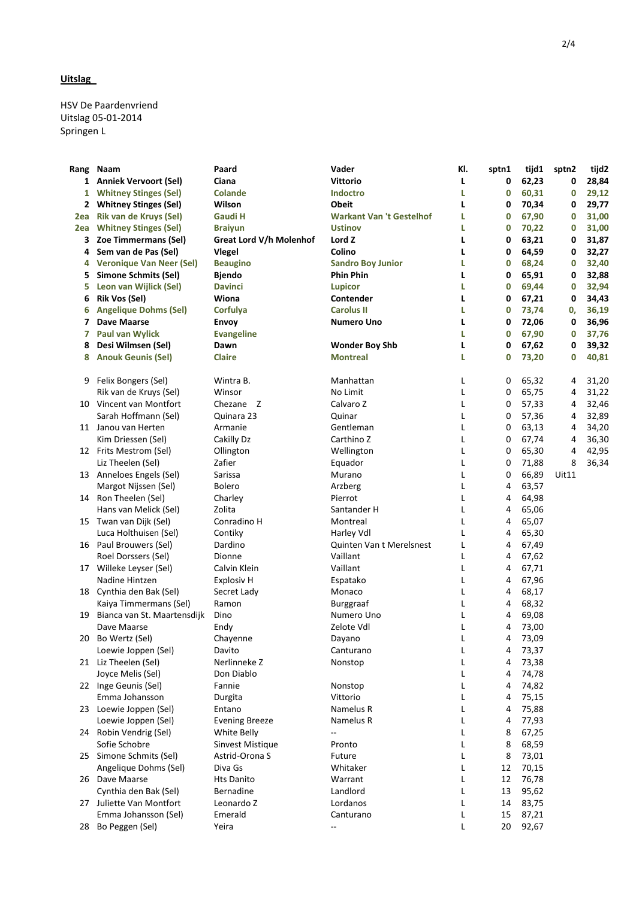**Uitslag**

HSV De Paardenvriend
Uitslag 05-01-2014
Springen L

| Rang | Naam | Paard | Vader | Kl. | sptn1 | tijd1 | sptn2 | tijd2 |
|---|---|---|---|---|---|---|---|---|
| **1** | **Anniek Vervoort (Sel)** | **Ciana** | **Vittorio** | **L** | **0** | **62,23** | **0** | **28,84** |
| **1** | **Whitney Stinges (Sel)** | **Colande** | **Indoctro** | **L** | **0** | **60,31** | **0** | **29,12** |
| **2** | **Whitney Stinges (Sel)** | **Wilson** | **Obeit** | **L** | **0** | **70,34** | **0** | **29,77** |
| **2ea** | **Rik van de Kruys (Sel)** | **Gaudi H** | **Warkant Van 't Gestelhof** | **L** | **0** | **67,90** | **0** | **31,00** |
| **2ea** | **Whitney Stinges (Sel)** | **Braiyun** | **Ustinov** | **L** | **0** | **70,22** | **0** | **31,00** |
| **3** | **Zoe Timmermans (Sel)** | **Great Lord V/h Molenhof** | **Lord Z** | **L** | **0** | **63,21** | **0** | **31,87** |
| **4** | **Sem van de Pas (Sel)** | **Vlegel** | **Colino** | **L** | **0** | **64,59** | **0** | **32,27** |
| **4** | **Veronique Van Neer (Sel)** | **Beaugino** | **Sandro Boy Junior** | **L** | **0** | **68,24** | **0** | **32,40** |
| **5** | **Simone Schmits (Sel)** | **Bjendo** | **Phin Phin** | **L** | **0** | **65,91** | **0** | **32,88** |
| **5** | **Leon van Wijlick (Sel)** | **Davinci** | **Lupicor** | **L** | **0** | **69,44** | **0** | **32,94** |
| **6** | **Rik Vos (Sel)** | **Wiona** | **Contender** | **L** | **0** | **67,21** | **0** | **34,43** |
| **6** | **Angelique Dohms (Sel)** | **Corfulya** | **Carolus II** | **L** | **0** | **73,74** | **0,** | **36,19** |
| **7** | **Dave Maarse** | **Envoy** | **Numero Uno** | **L** | **0** | **72,06** | **0** | **36,96** |
| **7** | **Paul van Wylick** | **Evangeline** | | **L** | **0** | **67,90** | **0** | **37,76** |
| **8** | **Desi Wilmsen (Sel)** | **Dawn** | **Wonder Boy Shb** | **L** | **0** | **67,62** | **0** | **39,32** |
| **8** | **Anouk Geunis (Sel)** | **Claire** | **Montreal** | **L** | **0** | **73,20** | **0** | **40,81** |
| 9 | Felix Bongers (Sel) | Wintra B. | Manhattan | L | 0 | 65,32 | 4 | 31,20 |
| | Rik van de Kruys (Sel) | Winsor | No Limit | L | 0 | 65,75 | 4 | 31,22 |
| 10 | Vincent van Montfort | Chezane Z | Calvaro Z | L | 0 | 57,33 | 4 | 32,46 |
| | Sarah Hoffmann (Sel) | Quinara 23 | Quinar | L | 0 | 57,36 | 4 | 32,89 |
| 11 | Janou van Herten | Armanie | Gentleman | L | 0 | 63,13 | 4 | 34,20 |
| | Kim Driessen (Sel) | Cakilly Dz | Carthino Z | L | 0 | 67,74 | 4 | 36,30 |
| 12 | Frits Mestrom (Sel) | Ollington | Wellington | L | 0 | 65,30 | 4 | 42,95 |
| | Liz Theelen (Sel) | Zafier | Equador | L | 0 | 71,88 | 8 | 36,34 |
| 13 | Anneloes Engels (Sel) | Sarissa | Murano | L | 0 | 66,89 | Uit11 | |
| | Margot Nijssen (Sel) | Bolero | Arzberg | L | 4 | 63,57 | | |
| 14 | Ron Theelen (Sel) | Charley | Pierrot | L | 4 | 64,98 | | |
| | Hans van Melick (Sel) | Zolita | Santander H | L | 4 | 65,06 | | |
| 15 | Twan van Dijk (Sel) | Conradino H | Montreal | L | 4 | 65,07 | | |
| | Luca Holthuisen (Sel) | Contiky | Harley Vdl | L | 4 | 65,30 | | |
| 16 | Paul Brouwers (Sel) | Dardino | Quinten Van t Merelsnest | L | 4 | 67,49 | | |
| | Roel Dorssers (Sel) | Dionne | Vaillant | L | 4 | 67,62 | | |
| 17 | Willeke Leyser (Sel) | Calvin Klein | Vaillant | L | 4 | 67,71 | | |
| | Nadine Hintzen | Explosiv H | Espatako | L | 4 | 67,96 | | |
| 18 | Cynthia den Bak (Sel) | Secret Lady | Monaco | L | 4 | 68,17 | | |
| | Kaiya Timmermans (Sel) | Ramon | Burggraaf | L | 4 | 68,32 | | |
| 19 | Bianca van St. Maartensdijk | Dino | Numero Uno | L | 4 | 69,08 | | |
| | Dave Maarse | Endy | Zelote Vdl | L | 4 | 73,00 | | |
| 20 | Bo Wertz (Sel) | Chayenne | Dayano | L | 4 | 73,09 | | |
| | Loewie Joppen (Sel) | Davito | Canturano | L | 4 | 73,37 | | |
| 21 | Liz Theelen (Sel) | Nerlinneke Z | Nonstop | L | 4 | 73,38 | | |
| | Joyce Melis (Sel) | Don Diablo | | L | 4 | 74,78 | | |
| 22 | Inge Geunis (Sel) | Fannie | Nonstop | L | 4 | 74,82 | | |
| | Emma Johansson | Durgita | Vittorio | L | 4 | 75,15 | | |
| 23 | Loewie Joppen (Sel) | Entano | Namelus R | L | 4 | 75,88 | | |
| | Loewie Joppen (Sel) | Evening Breeze | Namelus R | L | 4 | 77,93 | | |
| 24 | Robin Vendrig (Sel) | White Belly | -- | L | 8 | 67,25 | | |
| | Sofie Schobre | Sinvest Mistique | Pronto | L | 8 | 68,59 | | |
| 25 | Simone Schmits (Sel) | Astrid-Orona S | Future | L | 8 | 73,01 | | |
| | Angelique Dohms (Sel) | Diva Gs | Whitaker | L | 12 | 70,15 | | |
| 26 | Dave Maarse | Hts Danito | Warrant | L | 12 | 76,78 | | |
| | Cynthia den Bak (Sel) | Bernadine | Landlord | L | 13 | 95,62 | | |
| 27 | Juliette Van Montfort | Leonardo Z | Lordanos | L | 14 | 83,75 | | |
| | Emma Johansson (Sel) | Emerald | Canturano | L | 15 | 87,21 | | |
| 28 | Bo Peggen (Sel) | Yeira | -- | L | 20 | 92,67 | | |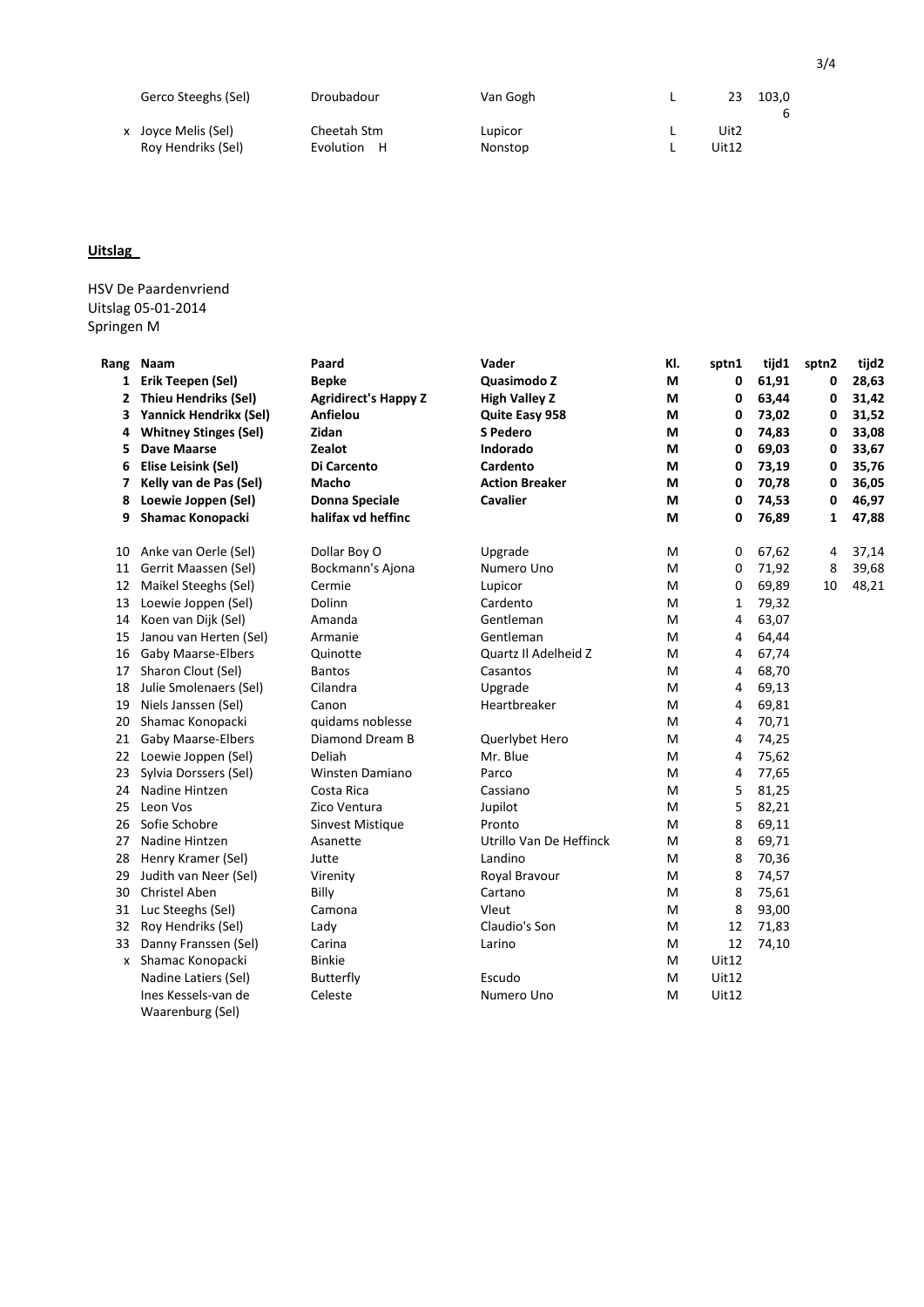| | Gerco Steeghs (Sel) | Droubadour | Van Gogh | L | 23 | 103,06 | | |
|---|---|---|---|---|---|---|---|---|
| x | Joyce Melis (Sel) | Cheetah Stm | Lupicor | L | Uit2 | | | |
| | Roy Hendriks (Sel) | Evolution H | Nonstop | L | Uit12 | | | |

**Uitslag**

HSV De Paardenvriend
Uitslag 05-01-2014
Springen M

| Rang | Naam | Paard | Vader | Kl. | sptn1 | tijd1 | sptn2 | tijd2 |
|---|---|---|---|---|---|---|---|---|
| **1** | **Erik Teepen (Sel)** | **Bepke** | **Quasimodo Z** | **M** | **0** | **61,91** | **0** | **28,63** |
| **2** | **Thieu Hendriks (Sel)** | **Agridirect's Happy Z** | **High Valley Z** | **M** | **0** | **63,44** | **0** | **31,42** |
| **3** | **Yannick Hendrikx (Sel)** | **Anfielou** | **Quite Easy 958** | **M** | **0** | **73,02** | **0** | **31,52** |
| **4** | **Whitney Stinges (Sel)** | **Zidan** | **S Pedero** | **M** | **0** | **74,83** | **0** | **33,08** |
| **5** | **Dave Maarse** | **Zealot** | **Indorado** | **M** | **0** | **69,03** | **0** | **33,67** |
| **6** | **Elise Leisink (Sel)** | **Di Carcento** | **Cardento** | **M** | **0** | **73,19** | **0** | **35,76** |
| **7** | **Kelly van de Pas (Sel)** | **Macho** | **Action Breaker** | **M** | **0** | **70,78** | **0** | **36,05** |
| **8** | **Loewie Joppen (Sel)** | **Donna Speciale** | **Cavalier** | **M** | **0** | **74,53** | **0** | **46,97** |
| **9** | **Shamac Konopacki** | **halifax vd heffinc** | | **M** | **0** | **76,89** | **1** | **47,88** |
| 10 | Anke van Oerle (Sel) | Dollar Boy O | Upgrade | M | 0 | 67,62 | 4 | 37,14 |
| 11 | Gerrit Maassen (Sel) | Bockmann's Ajona | Numero Uno | M | 0 | 71,92 | 8 | 39,68 |
| 12 | Maikel Steeghs (Sel) | Cermie | Lupicor | M | 0 | 69,89 | 10 | 48,21 |
| 13 | Loewie Joppen (Sel) | Dolinn | Cardento | M | 1 | 79,32 | | |
| 14 | Koen van Dijk (Sel) | Amanda | Gentleman | M | 4 | 63,07 | | |
| 15 | Janou van Herten (Sel) | Armanie | Gentleman | M | 4 | 64,44 | | |
| 16 | Gaby Maarse-Elbers | Quinotte | Quartz II Adelheid Z | M | 4 | 67,74 | | |
| 17 | Sharon Clout (Sel) | Bantos | Casantos | M | 4 | 68,70 | | |
| 18 | Julie Smolenaers (Sel) | Cilandra | Upgrade | M | 4 | 69,13 | | |
| 19 | Niels Janssen (Sel) | Canon | Heartbreaker | M | 4 | 69,81 | | |
| 20 | Shamac Konopacki | quidams noblesse | | M | 4 | 70,71 | | |
| 21 | Gaby Maarse-Elbers | Diamond Dream B | Querlybet Hero | M | 4 | 74,25 | | |
| 22 | Loewie Joppen (Sel) | Deliah | Mr. Blue | M | 4 | 75,62 | | |
| 23 | Sylvia Dorssers (Sel) | Winsten Damiano | Parco | M | 4 | 77,65 | | |
| 24 | Nadine Hintzen | Costa Rica | Cassiano | M | 5 | 81,25 | | |
| 25 | Leon Vos | Zico Ventura | Jupilot | M | 5 | 82,21 | | |
| 26 | Sofie Schobre | Sinvest Mistique | Pronto | M | 8 | 69,11 | | |
| 27 | Nadine Hintzen | Asanette | Utrillo Van De Heffinck | M | 8 | 69,71 | | |
| 28 | Henry Kramer (Sel) | Jutte | Landino | M | 8 | 70,36 | | |
| 29 | Judith van Neer (Sel) | Virenity | Royal Bravour | M | 8 | 74,57 | | |
| 30 | Christel Aben | Billy | Cartano | M | 8 | 75,61 | | |
| 31 | Luc Steeghs (Sel) | Camona | Vleut | M | 8 | 93,00 | | |
| 32 | Roy Hendriks (Sel) | Lady | Claudio's Son | M | 12 | 71,83 | | |
| 33 | Danny Franssen (Sel) | Carina | Larino | M | 12 | 74,10 | | |
| x | Shamac Konopacki | Binkie | | M | Uit12 | | | |
| | Nadine Latiers (Sel) | Butterfly | Escudo | M | Uit12 | | | |
| | Ines Kessels-van de Waarenburg (Sel) | Celeste | Numero Uno | M | Uit12 | | | |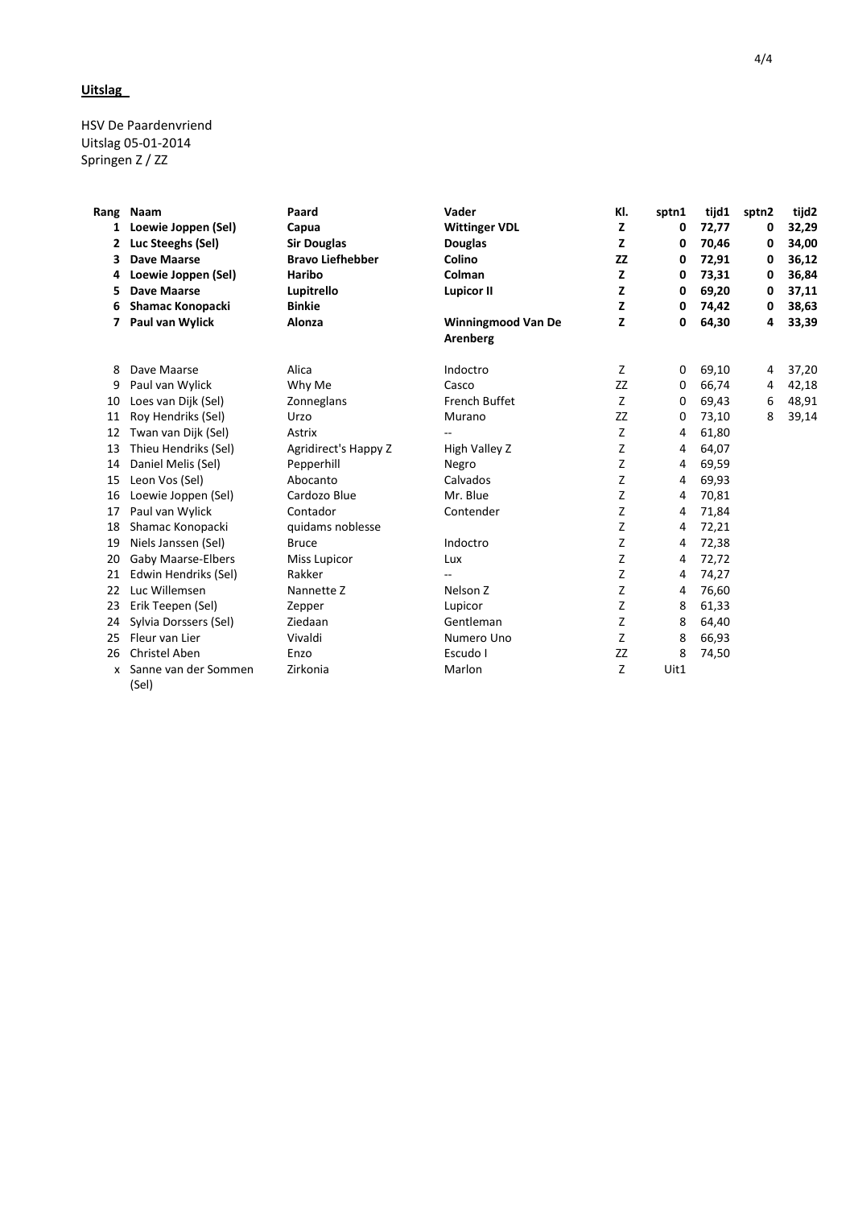**Uitslag**

HSV De Paardenvriend
Uitslag 05-01-2014
Springen Z / ZZ

| Rang | Naam | Paard | Vader | Kl. | sptn1 | tijd1 | sptn2 | tijd2 |
|---|---|---|---|---|---|---|---|---|
| **1** | **Loewie Joppen (Sel)** | **Capua** | **Wittinger VDL** | **Z** | **0** | **72,77** | **0** | **32,29** |
| **2** | **Luc Steeghs (Sel)** | **Sir Douglas** | **Douglas** | **Z** | **0** | **70,46** | **0** | **34,00** |
| **3** | **Dave Maarse** | **Bravo Liefhebber** | **Colino** | **ZZ** | **0** | **72,91** | **0** | **36,12** |
| **4** | **Loewie Joppen (Sel)** | **Haribo** | **Colman** | **Z** | **0** | **73,31** | **0** | **36,84** |
| **5** | **Dave Maarse** | **Lupitrello** | **Lupicor II** | **Z** | **0** | **69,20** | **0** | **37,11** |
| **6** | **Shamac Konopacki** | **Binkie** | | **Z** | **0** | **74,42** | **0** | **38,63** |
| **7** | **Paul van Wylick** | **Alonza** | **Winningmood Van De Arenberg** | **Z** | **0** | **64,30** | **4** | **33,39** |
| 8 | Dave Maarse | Alica | Indoctro | Z | 0 | 69,10 | 4 | 37,20 |
| 9 | Paul van Wylick | Why Me | Casco | ZZ | 0 | 66,74 | 4 | 42,18 |
| 10 | Loes van Dijk (Sel) | Zonneglans | French Buffet | Z | 0 | 69,43 | 6 | 48,91 |
| 11 | Roy Hendriks (Sel) | Urzo | Murano | ZZ | 0 | 73,10 | 8 | 39,14 |
| 12 | Twan van Dijk (Sel) | Astrix | -- | Z | 4 | 61,80 | | |
| 13 | Thieu Hendriks (Sel) | Agridirect's Happy Z | High Valley Z | Z | 4 | 64,07 | | |
| 14 | Daniel Melis (Sel) | Pepperhill | Negro | Z | 4 | 69,59 | | |
| 15 | Leon Vos (Sel) | Abocanto | Calvados | Z | 4 | 69,93 | | |
| 16 | Loewie Joppen (Sel) | Cardozo Blue | Mr. Blue | Z | 4 | 70,81 | | |
| 17 | Paul van Wylick | Contador | Contender | Z | 4 | 71,84 | | |
| 18 | Shamac Konopacki | quidams noblesse | | Z | 4 | 72,21 | | |
| 19 | Niels Janssen (Sel) | Bruce | Indoctro | Z | 4 | 72,38 | | |
| 20 | Gaby Maarse-Elbers | Miss Lupicor | Lux | Z | 4 | 72,72 | | |
| 21 | Edwin Hendriks (Sel) | Rakker | -- | Z | 4 | 74,27 | | |
| 22 | Luc Willemsen | Nannette Z | Nelson Z | Z | 4 | 76,60 | | |
| 23 | Erik Teepen (Sel) | Zepper | Lupicor | Z | 8 | 61,33 | | |
| 24 | Sylvia Dorssers (Sel) | Ziedaan | Gentleman | Z | 8 | 64,40 | | |
| 25 | Fleur van Lier | Vivaldi | Numero Uno | Z | 8 | 66,93 | | |
| 26 | Christel Aben | Enzo | Escudo I | ZZ | 8 | 74,50 | | |
| x | Sanne van der Sommen (Sel) | Zirkonia | Marlon | Z | Uit1 | | | |